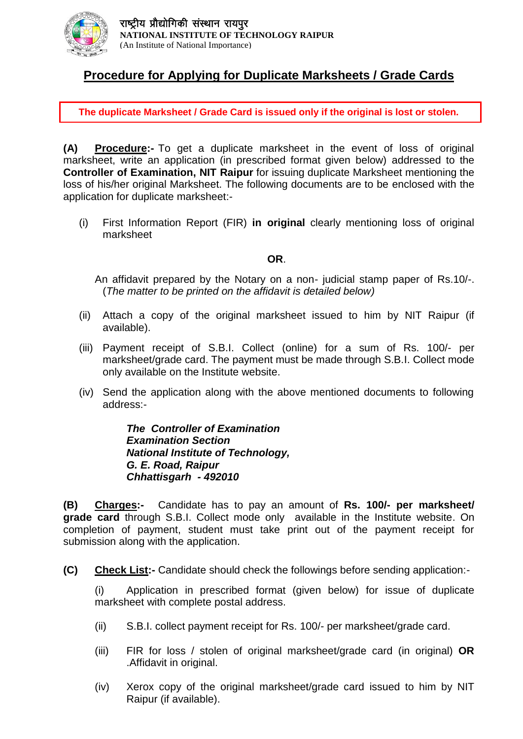राष्ट्रीय प्रौद्योगिकी संस्थान रायपुर
**NATIONAL INSTITUTE OF TECHNOLOGY RAIPUR**
(An Institute of National Importance)

# Procedure for Applying for Duplicate Marksheets / Grade Cards

**The duplicate Marksheet / Grade Card is issued only if the original is lost or stolen.**

**(A) Procedure:-** To get a duplicate marksheet in the event of loss of original marksheet, write an application (in prescribed format given below) addressed to the **Controller of Examination, NIT Raipur** for issuing duplicate Marksheet mentioning the loss of his/her original Marksheet. The following documents are to be enclosed with the application for duplicate marksheet:-

(i) First Information Report (FIR) **in original** clearly mentioning loss of original marksheet

**OR**.

An affidavit prepared by the Notary on a non- judicial stamp paper of Rs.10/-. (*The matter to be printed on the affidavit is detailed below)*

(ii) Attach a copy of the original marksheet issued to him by NIT Raipur (if available).

(iii) Payment receipt of S.B.I. Collect (online) for a sum of Rs. 100/- per marksheet/grade card. The payment must be made through S.B.I. Collect mode only available on the Institute website.

(iv) Send the application along with the above mentioned documents to following address:-

***The Controller of Examination***
***Examination Section***
***National Institute of Technology,***
***G. E. Road, Raipur***
***Chhattisgarh - 492010***

**(B) Charges:-** Candidate has to pay an amount of **Rs. 100/- per marksheet/ grade card** through S.B.I. Collect mode only available in the Institute website. On completion of payment, student must take print out of the payment receipt for submission along with the application.

**(C) Check List:-** Candidate should check the followings before sending application:-

(i) Application in prescribed format (given below) for issue of duplicate marksheet with complete postal address.

(ii) S.B.I. collect payment receipt for Rs. 100/- per marksheet/grade card.

(iii) FIR for loss / stolen of original marksheet/grade card (in original) **OR** .Affidavit in original.

(iv) Xerox copy of the original marksheet/grade card issued to him by NIT Raipur (if available).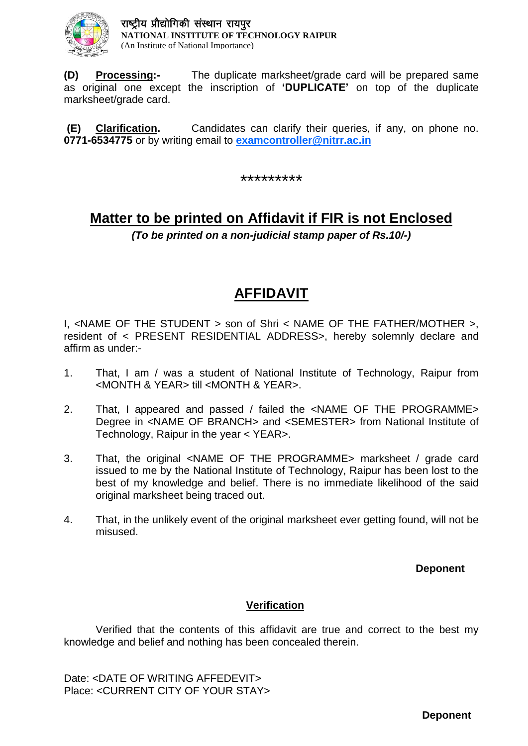**(D) Processing:-** The duplicate marksheet/grade card will be prepared same as original one except the inscription of **'DUPLICATE'** on top of the duplicate marksheet/grade card.

**(E) Clarification.** Candidates can clarify their queries, if any, on phone no. **0771-6534775** or by writing email to **examcontroller@nitrr.ac.in**

*********

## Matter to be printed on Affidavit if FIR is not Enclosed

***(To be printed on a non-judicial stamp paper of Rs.10/-)***

# AFFIDAVIT

I, <NAME OF THE STUDENT > son of Shri < NAME OF THE FATHER/MOTHER >, resident of < PRESENT RESIDENTIAL ADDRESS>, hereby solemnly declare and affirm as under:-

1. That, I am / was a student of National Institute of Technology, Raipur from <MONTH & YEAR> till <MONTH & YEAR>.

2. That, I appeared and passed / failed the <NAME OF THE PROGRAMME> Degree in <NAME OF BRANCH> and <SEMESTER> from National Institute of Technology, Raipur in the year < YEAR>.

3. That, the original <NAME OF THE PROGRAMME> marksheet / grade card issued to me by the National Institute of Technology, Raipur has been lost to the best of my knowledge and belief. There is no immediate likelihood of the said original marksheet being traced out.

4. That, in the unlikely event of the original marksheet ever getting found, will not be misused.

**Deponent**

### Verification

Verified that the contents of this affidavit are true and correct to the best my knowledge and belief and nothing has been concealed therein.

Date: <DATE OF WRITING AFFEDEVIT>
Place: <CURRENT CITY OF YOUR STAY>

**Deponent**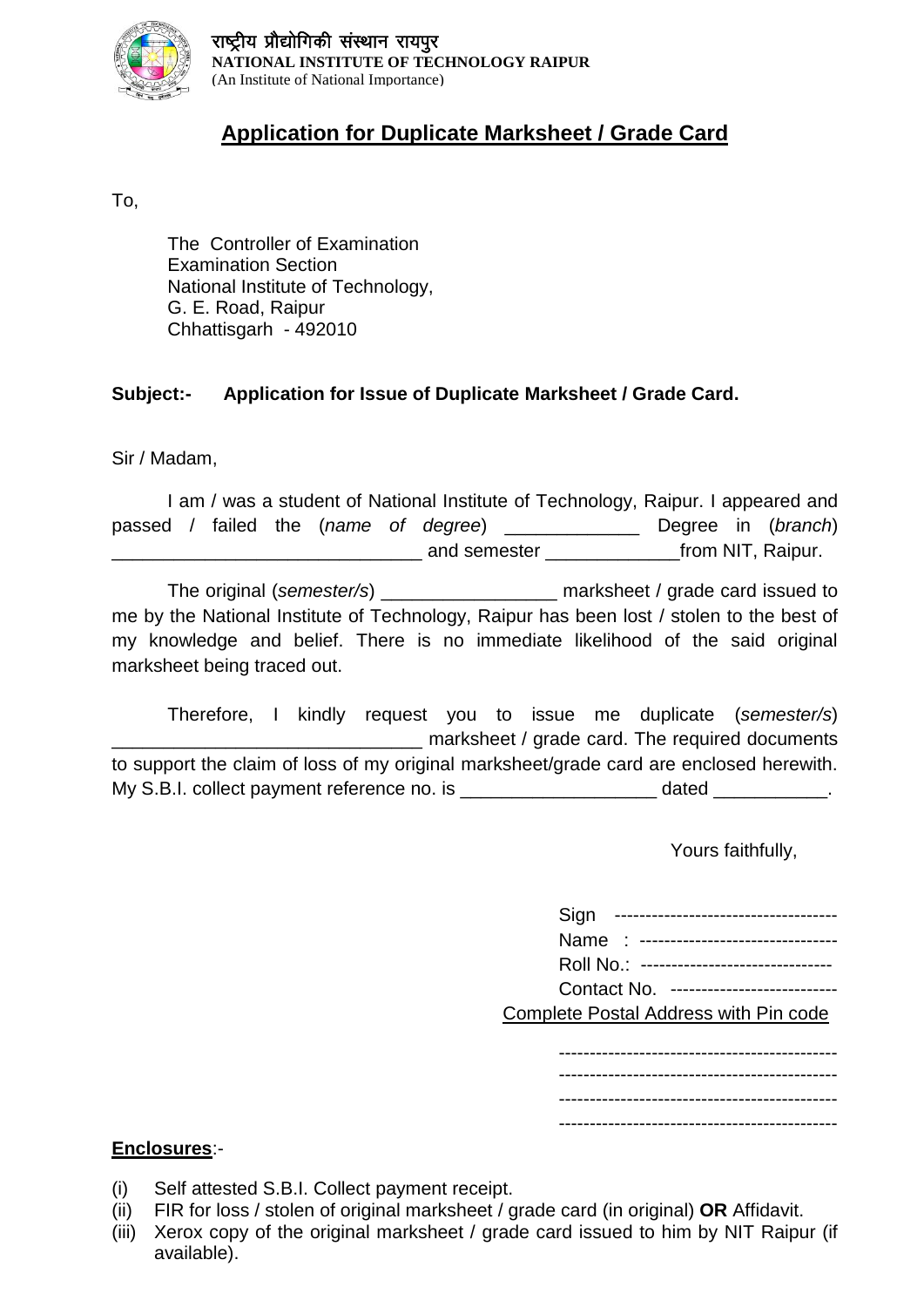राष्ट्रीय प्रौद्योगिकी संस्थान रायपुर
**NATIONAL INSTITUTE OF TECHNOLOGY RAIPUR**
(An Institute of National Importance)

# Application for Duplicate Marksheet / Grade Card

To,

The Controller of Examination
Examination Section
National Institute of Technology,
G. E. Road, Raipur
Chhattisgarh - 492010

**Subject:- Application for Issue of Duplicate Marksheet / Grade Card.**

Sir / Madam,

I am / was a student of National Institute of Technology, Raipur. I appeared and passed / failed the (*name of degree*) _____________ Degree in (*branch*) ______________________________ and semester _____________from NIT, Raipur.

The original (*semester/s*) _________________ marksheet / grade card issued to me by the National Institute of Technology, Raipur has been lost / stolen to the best of my knowledge and belief. There is no immediate likelihood of the said original marksheet being traced out.

Therefore, I kindly request you to issue me duplicate (*semester/s*) ______________________________ marksheet / grade card. The required documents to support the claim of loss of my original marksheet/grade card are enclosed herewith. My S.B.I. collect payment reference no. is ___________________ dated ___________.

Yours faithfully,

Sign -----------------------------------
Name : -------------------------------
Roll No.: ------------------------------
Contact No. --------------------------
Complete Postal Address with Pin code

-------------------------------------------
-------------------------------------------
-------------------------------------------
-------------------------------------------

**Enclosures**:-

(i) Self attested S.B.I. Collect payment receipt.
(ii) FIR for loss / stolen of original marksheet / grade card (in original) **OR** Affidavit.
(iii) Xerox copy of the original marksheet / grade card issued to him by NIT Raipur (if available).